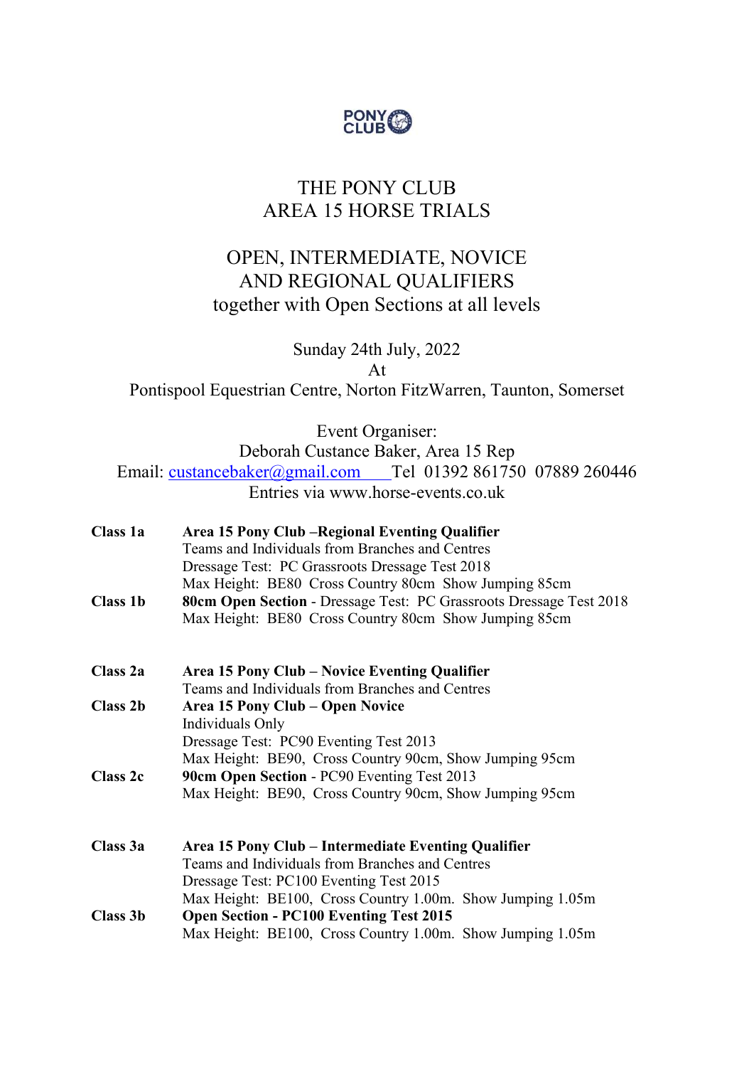# THE PONY CLUB
# AREA 15 HORSE TRIALS

## OPEN, INTERMEDIATE, NOVICE AND REGIONAL QUALIFIERS
## together with Open Sections at all levels

Sunday 24th July, 2022

At

Pontispool Equestrian Centre, Norton FitzWarren, Taunton, Somerset

Event Organiser:

Deborah Custance Baker, Area 15 Rep

Email: custancebaker@gmail.com Tel 01392 861750 07889 260446

Entries via www.horse-events.co.uk

**Class 1a** **Area 15 Pony Club –Regional Eventing Qualifier**
Teams and Individuals from Branches and Centres
Dressage Test: PC Grassroots Dressage Test 2018
Max Height: BE80 Cross Country 80cm Show Jumping 85cm

**Class 1b** **80cm Open Section** - Dressage Test: PC Grassroots Dressage Test 2018
Max Height: BE80 Cross Country 80cm Show Jumping 85cm

**Class 2a** **Area 15 Pony Club – Novice Eventing Qualifier**
Teams and Individuals from Branches and Centres

**Class 2b** **Area 15 Pony Club – Open Novice**
Individuals Only
Dressage Test: PC90 Eventing Test 2013
Max Height: BE90, Cross Country 90cm, Show Jumping 95cm

**Class 2c** **90cm Open Section** - PC90 Eventing Test 2013
Max Height: BE90, Cross Country 90cm, Show Jumping 95cm

**Class 3a** **Area 15 Pony Club – Intermediate Eventing Qualifier**
Teams and Individuals from Branches and Centres
Dressage Test: PC100 Eventing Test 2015
Max Height: BE100, Cross Country 1.00m. Show Jumping 1.05m

**Class 3b** **Open Section - PC100 Eventing Test 2015**
Max Height: BE100, Cross Country 1.00m. Show Jumping 1.05m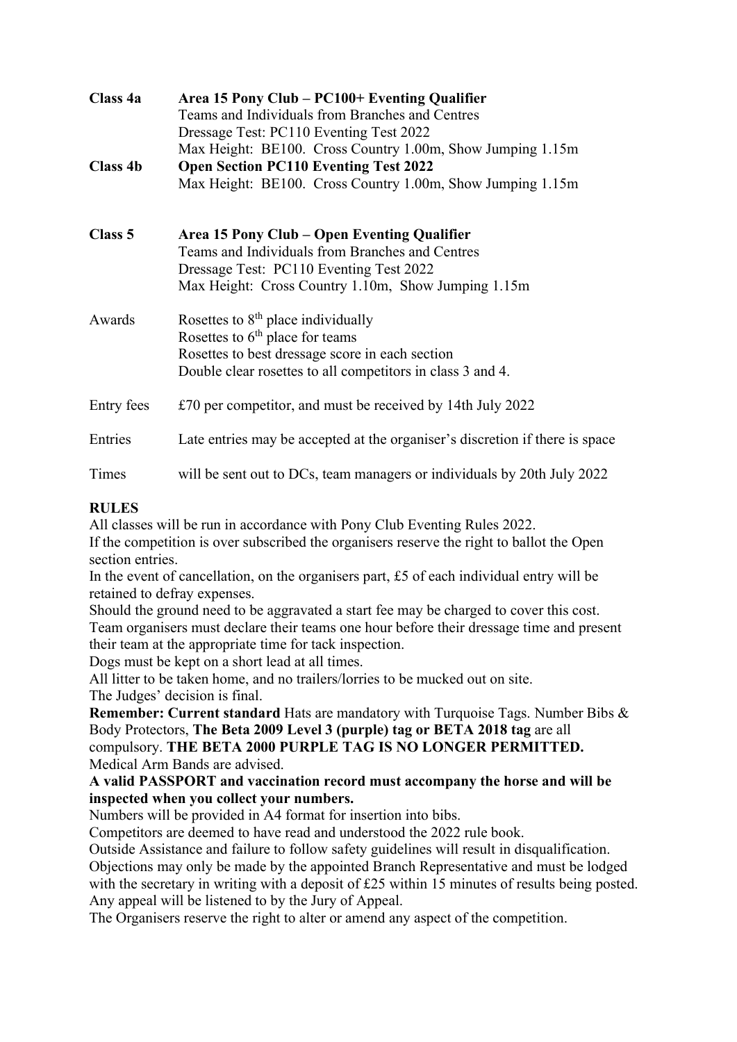**Class 4a** **Area 15 Pony Club – PC100+ Eventing Qualifier**
Teams and Individuals from Branches and Centres
Dressage Test: PC110 Eventing Test 2022
Max Height: BE100. Cross Country 1.00m, Show Jumping 1.15m

**Class 4b** **Open Section PC110 Eventing Test 2022**
Max Height: BE100. Cross Country 1.00m, Show Jumping 1.15m

**Class 5** **Area 15 Pony Club – Open Eventing Qualifier**
Teams and Individuals from Branches and Centres
Dressage Test: PC110 Eventing Test 2022
Max Height: Cross Country 1.10m, Show Jumping 1.15m

Awards
Rosettes to 8th place individually
Rosettes to 6th place for teams
Rosettes to best dressage score in each section
Double clear rosettes to all competitors in class 3 and 4.

Entry fees £70 per competitor, and must be received by 14th July 2022

Entries Late entries may be accepted at the organiser's discretion if there is space

Times will be sent out to DCs, team managers or individuals by 20th July 2022

**RULES**

All classes will be run in accordance with Pony Club Eventing Rules 2022.
If the competition is over subscribed the organisers reserve the right to ballot the Open section entries.
In the event of cancellation, on the organisers part, £5 of each individual entry will be retained to defray expenses.
Should the ground need to be aggravated a start fee may be charged to cover this cost.
Team organisers must declare their teams one hour before their dressage time and present their team at the appropriate time for tack inspection.
Dogs must be kept on a short lead at all times.
All litter to be taken home, and no trailers/lorries to be mucked out on site.
The Judges' decision is final.
**Remember: Current standard** Hats are mandatory with Turquoise Tags. Number Bibs & Body Protectors, **The Beta 2009 Level 3 (purple) tag or BETA 2018 tag** are all compulsory. **THE BETA 2000 PURPLE TAG IS NO LONGER PERMITTED.**
Medical Arm Bands are advised.
**A valid PASSPORT and vaccination record must accompany the horse and will be inspected when you collect your numbers.**
Numbers will be provided in A4 format for insertion into bibs.
Competitors are deemed to have read and understood the 2022 rule book.
Outside Assistance and failure to follow safety guidelines will result in disqualification.
Objections may only be made by the appointed Branch Representative and must be lodged with the secretary in writing with a deposit of £25 within 15 minutes of results being posted.
Any appeal will be listened to by the Jury of Appeal.
The Organisers reserve the right to alter or amend any aspect of the competition.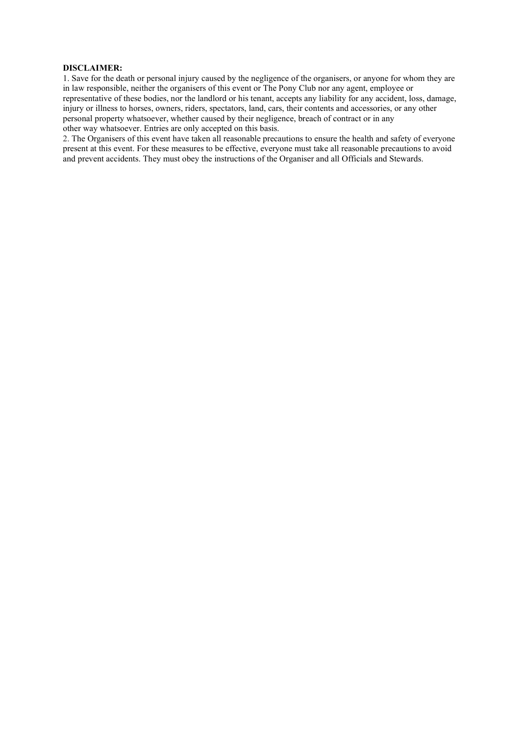**DISCLAIMER:**

1. Save for the death or personal injury caused by the negligence of the organisers, or anyone for whom they are in law responsible, neither the organisers of this event or The Pony Club nor any agent, employee or representative of these bodies, nor the landlord or his tenant, accepts any liability for any accident, loss, damage, injury or illness to horses, owners, riders, spectators, land, cars, their contents and accessories, or any other personal property whatsoever, whether caused by their negligence, breach of contract or in any other way whatsoever. Entries are only accepted on this basis.
2. The Organisers of this event have taken all reasonable precautions to ensure the health and safety of everyone present at this event. For these measures to be effective, everyone must take all reasonable precautions to avoid and prevent accidents. They must obey the instructions of the Organiser and all Officials and Stewards.